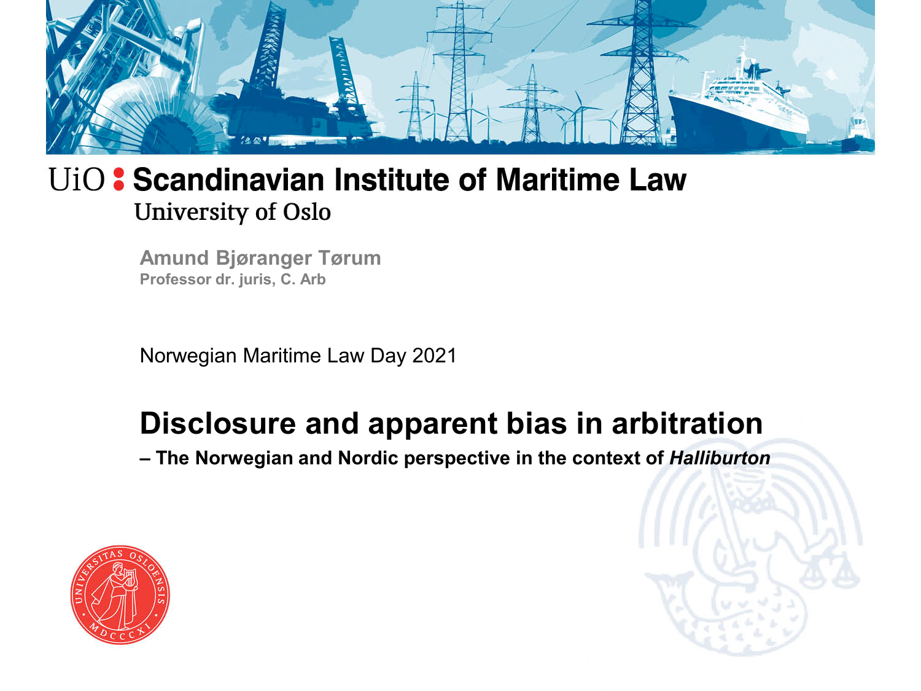UiO : **Scandinavian Institute of Maritime Law**

University of Oslo

**Amund Bjøranger Tørum**

**Professor dr. juris, C. Arb**

Norwegian Maritime Law Day 2021

# Disclosure and apparent bias in arbitration

**– The Norwegian and Nordic perspective in the context of *Halliburton***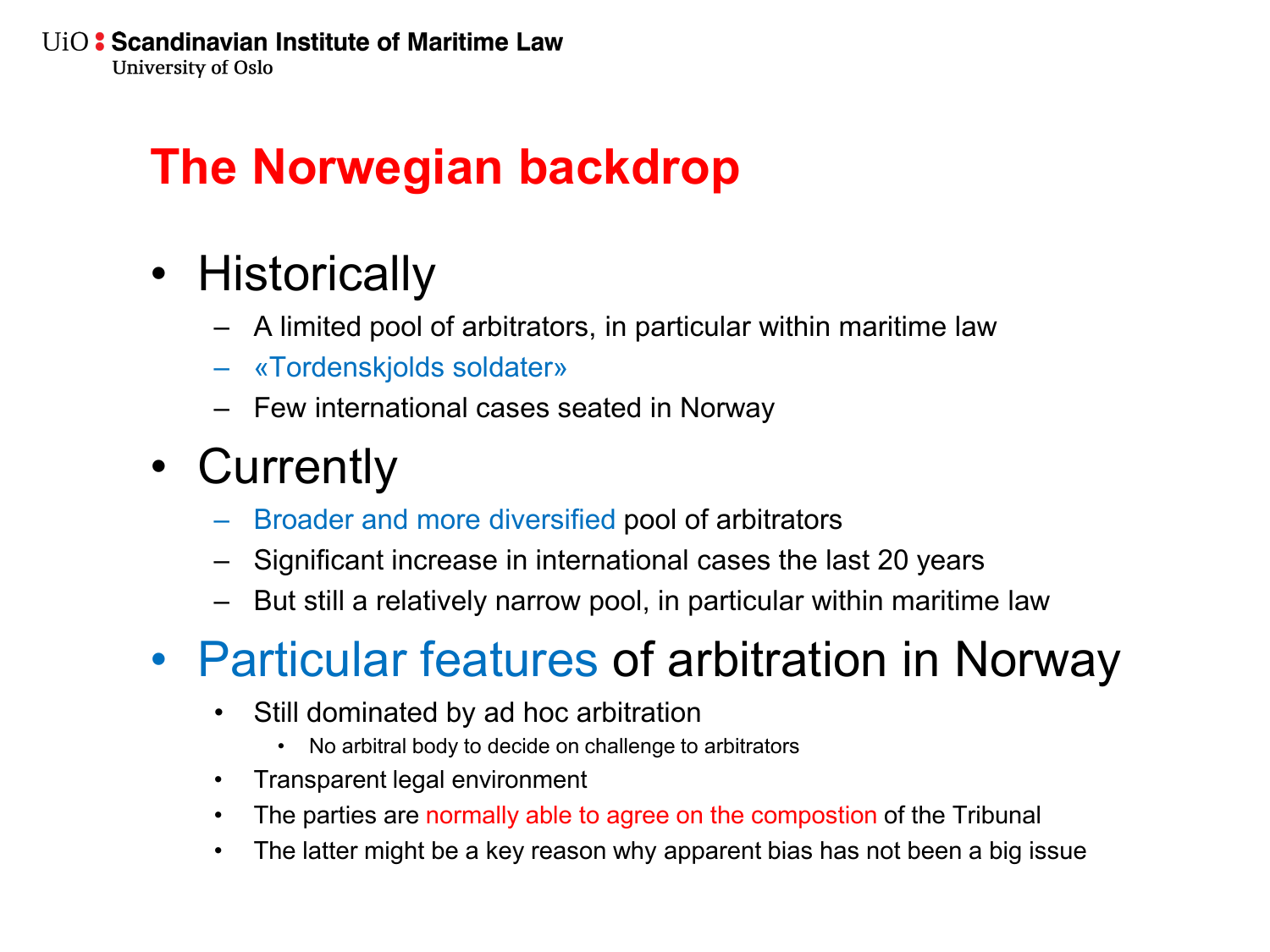# The Norwegian backdrop

- Historically
  - A limited pool of arbitrators, in particular within maritime law
  - «Tordenskjolds soldater»
  - Few international cases seated in Norway
- Currently
  - Broader and more diversified pool of arbitrators
  - Significant increase in international cases the last 20 years
  - But still a relatively narrow pool, in particular within maritime law
- Particular features of arbitration in Norway
  - Still dominated by ad hoc arbitration
    - No arbitral body to decide on challenge to arbitrators
  - Transparent legal environment
  - The parties are normally able to agree on the compostion of the Tribunal
  - The latter might be a key reason why apparent bias has not been a big issue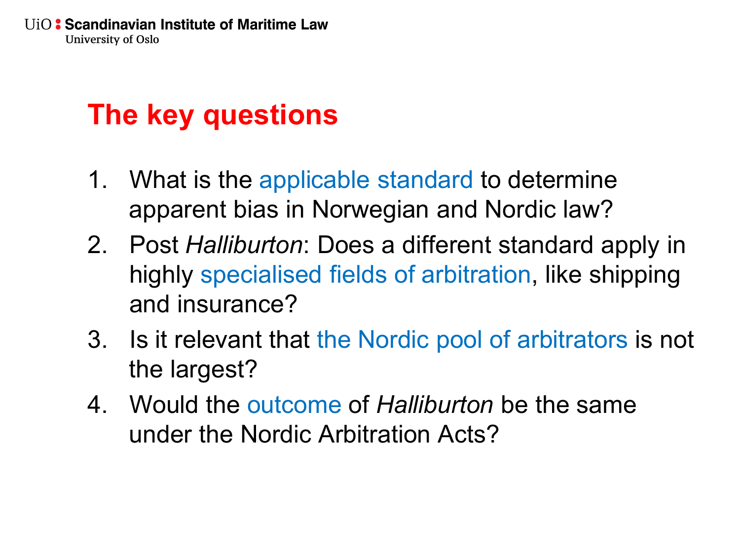# The key questions

1. What is the applicable standard to determine apparent bias in Norwegian and Nordic law?
2. Post *Halliburton*: Does a different standard apply in highly specialised fields of arbitration, like shipping and insurance?
3. Is it relevant that the Nordic pool of arbitrators is not the largest?
4. Would the outcome of *Halliburton* be the same under the Nordic Arbitration Acts?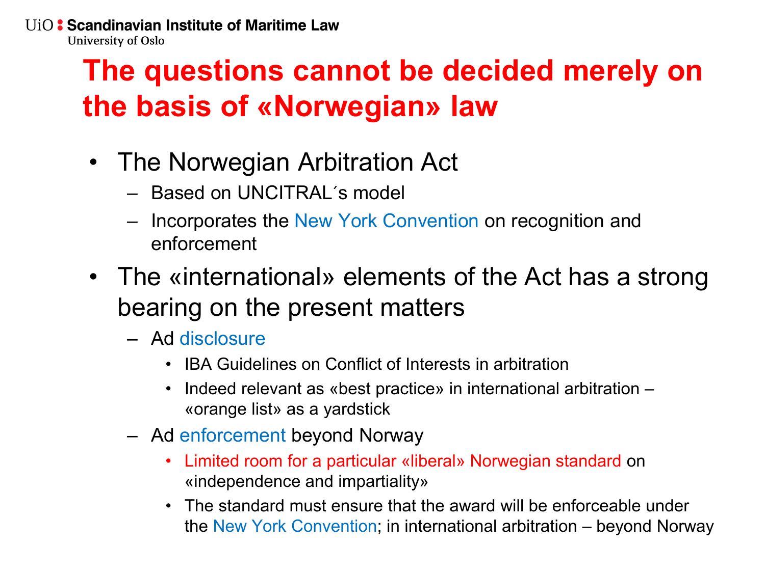# The questions cannot be decided merely on the basis of «Norwegian» law

- The Norwegian Arbitration Act
  - Based on UNCITRAL´s model
  - Incorporates the New York Convention on recognition and enforcement
- The «international» elements of the Act has a strong bearing on the present matters
  - Ad disclosure
    - IBA Guidelines on Conflict of Interests in arbitration
    - Indeed relevant as «best practice» in international arbitration – «orange list» as a yardstick
  - Ad enforcement beyond Norway
    - Limited room for a particular «liberal» Norwegian standard on «independence and impartiality»
    - The standard must ensure that the award will be enforceable under the New York Convention; in international arbitration – beyond Norway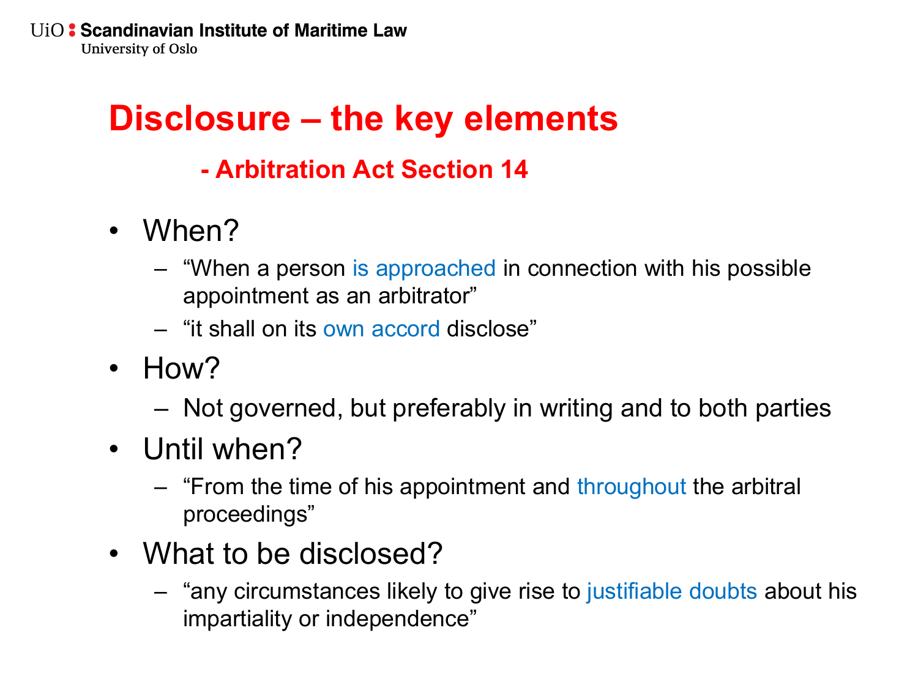# Disclosure – the key elements

## - Arbitration Act Section 14

- When?
  - "When a person is approached in connection with his possible appointment as an arbitrator"
  - "it shall on its own accord disclose"
- How?
  - Not governed, but preferably in writing and to both parties
- Until when?
  - "From the time of his appointment and throughout the arbitral proceedings"
- What to be disclosed?
  - "any circumstances likely to give rise to justifiable doubts about his impartiality or independence"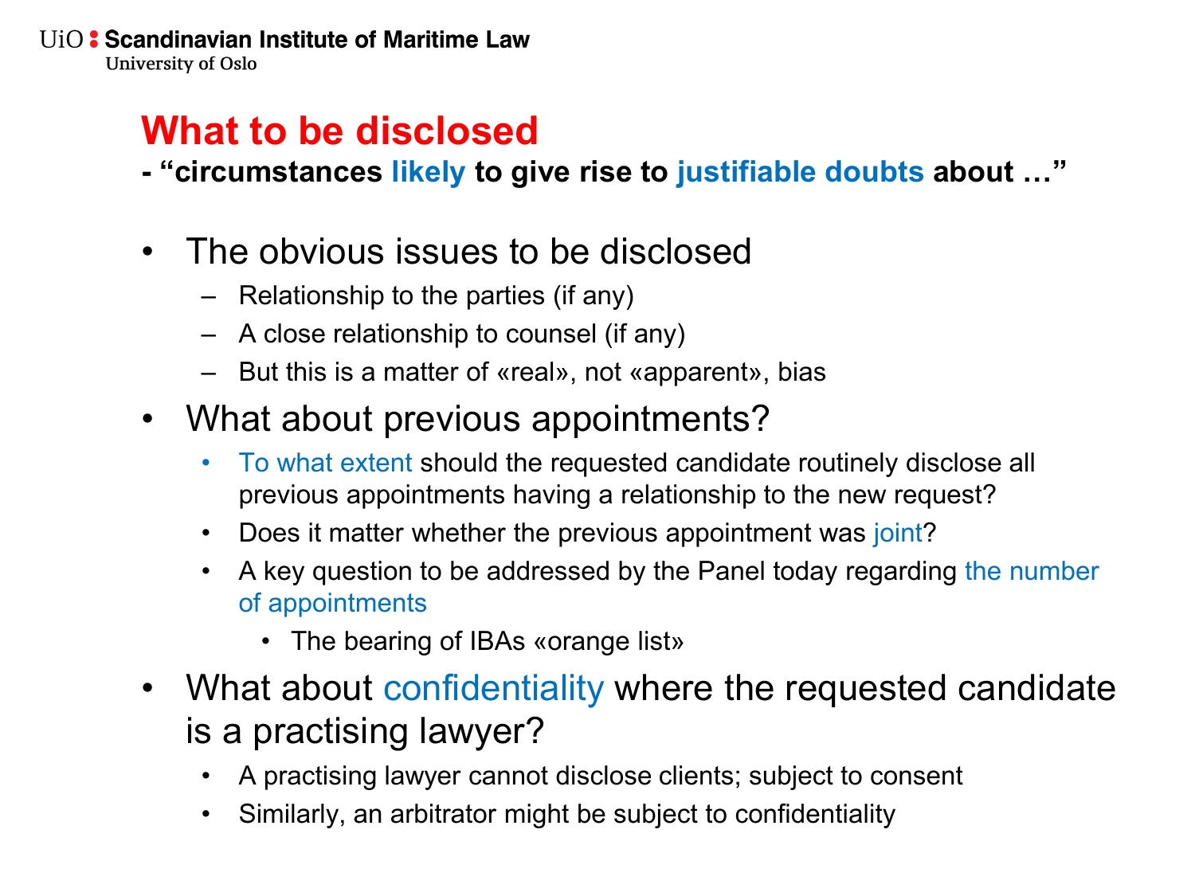# What to be disclosed

**- "circumstances likely to give rise to justifiable doubts about …"**

- The obvious issues to be disclosed
  - Relationship to the parties (if any)
  - A close relationship to counsel (if any)
  - But this is a matter of «real», not «apparent», bias
- What about previous appointments?
  - To what extent should the requested candidate routinely disclose all previous appointments having a relationship to the new request?
  - Does it matter whether the previous appointment was joint?
  - A key question to be addressed by the Panel today regarding the number of appointments
    - The bearing of IBAs «orange list»
- What about confidentiality where the requested candidate is a practising lawyer?
  - A practising lawyer cannot disclose clients; subject to consent
  - Similarly, an arbitrator might be subject to confidentiality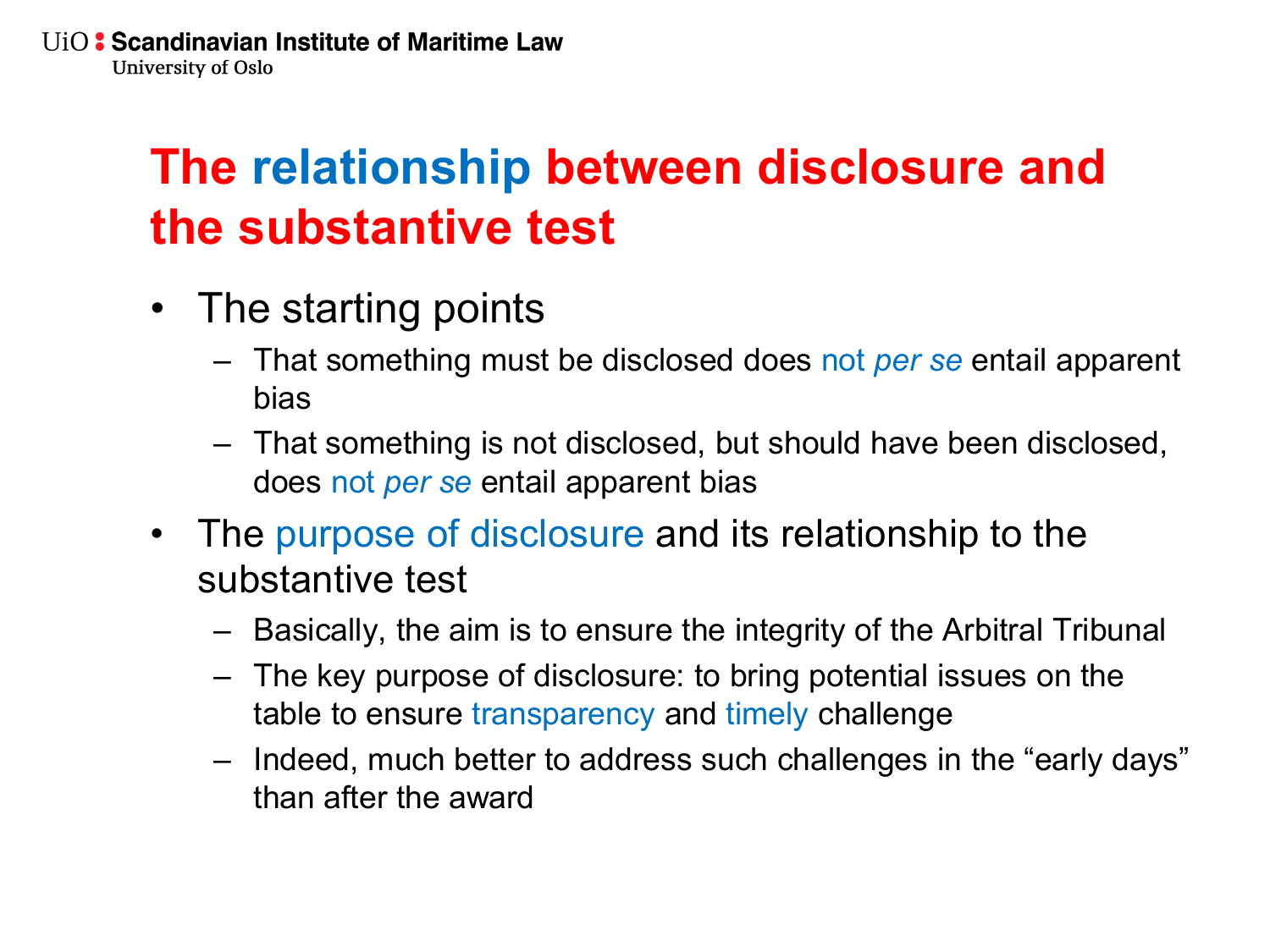# The relationship between disclosure and the substantive test

- The starting points
  - That something must be disclosed does not *per se* entail apparent bias
  - That something is not disclosed, but should have been disclosed, does not *per se* entail apparent bias
- The purpose of disclosure and its relationship to the substantive test
  - Basically, the aim is to ensure the integrity of the Arbitral Tribunal
  - The key purpose of disclosure: to bring potential issues on the table to ensure transparency and timely challenge
  - Indeed, much better to address such challenges in the "early days" than after the award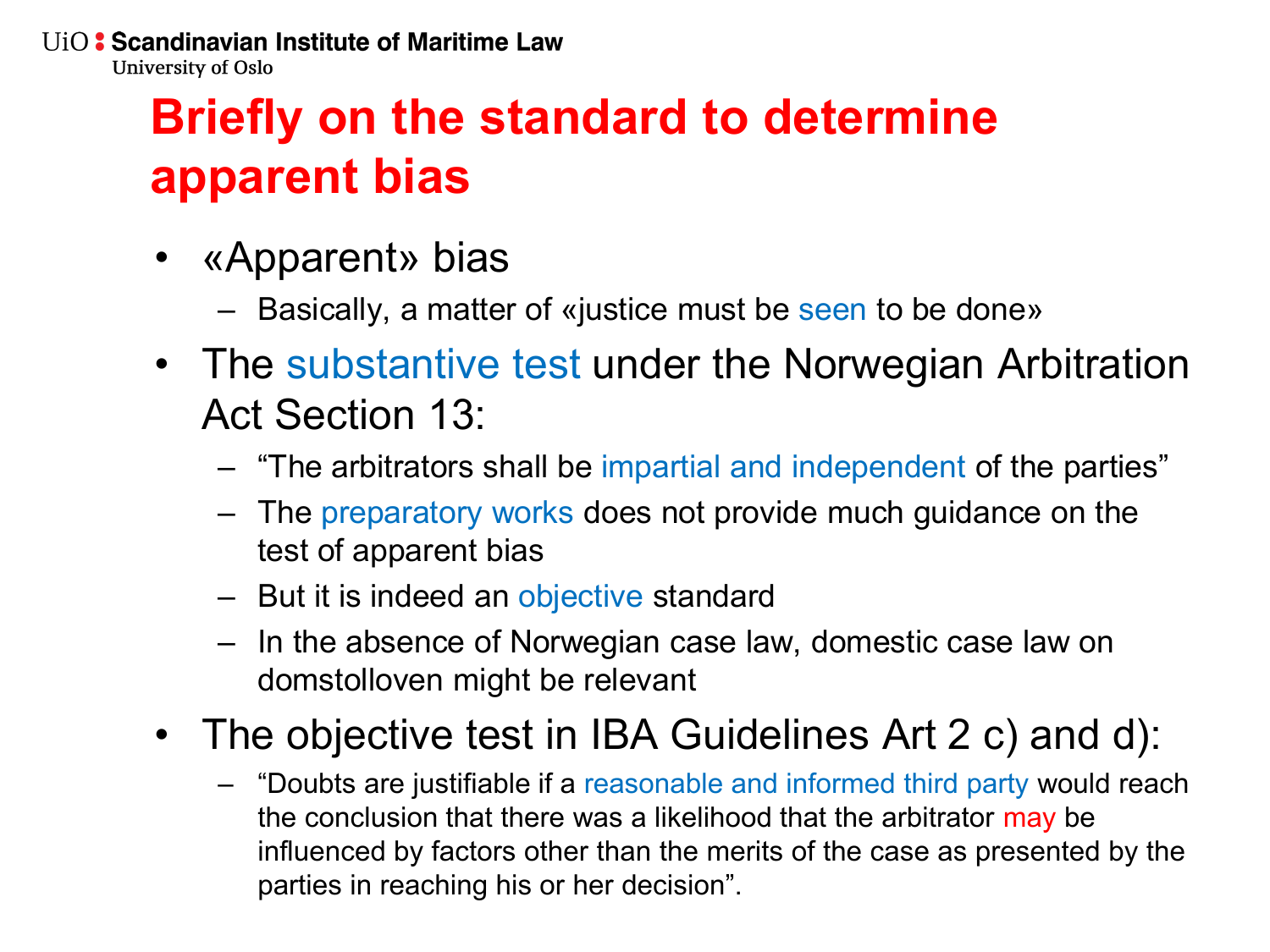# Briefly on the standard to determine apparent bias

- «Apparent» bias
  - Basically, a matter of «justice must be seen to be done»
- The substantive test under the Norwegian Arbitration Act Section 13:
  - "The arbitrators shall be impartial and independent of the parties"
  - The preparatory works does not provide much guidance on the test of apparent bias
  - But it is indeed an objective standard
  - In the absence of Norwegian case law, domestic case law on domstolloven might be relevant
- The objective test in IBA Guidelines Art 2 c) and d):
  - "Doubts are justifiable if a reasonable and informed third party would reach the conclusion that there was a likelihood that the arbitrator may be influenced by factors other than the merits of the case as presented by the parties in reaching his or her decision".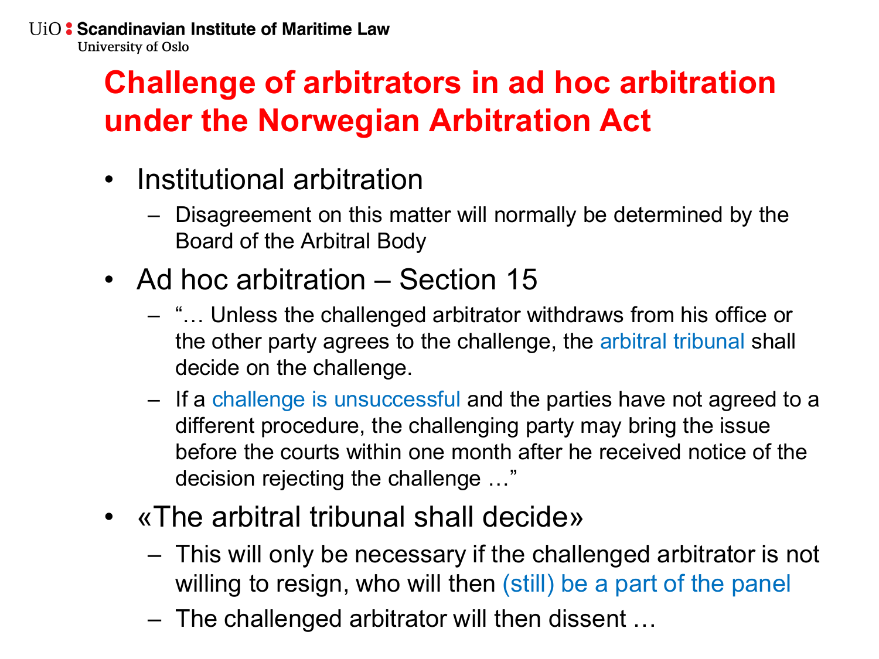# Challenge of arbitrators in ad hoc arbitration under the Norwegian Arbitration Act

- Institutional arbitration
  - Disagreement on this matter will normally be determined by the Board of the Arbitral Body
- Ad hoc arbitration – Section 15
  - "… Unless the challenged arbitrator withdraws from his office or the other party agrees to the challenge, the arbitral tribunal shall decide on the challenge.
  - If a challenge is unsuccessful and the parties have not agreed to a different procedure, the challenging party may bring the issue before the courts within one month after he received notice of the decision rejecting the challenge …"
- «The arbitral tribunal shall decide»
  - This will only be necessary if the challenged arbitrator is not willing to resign, who will then (still) be a part of the panel
  - The challenged arbitrator will then dissent …